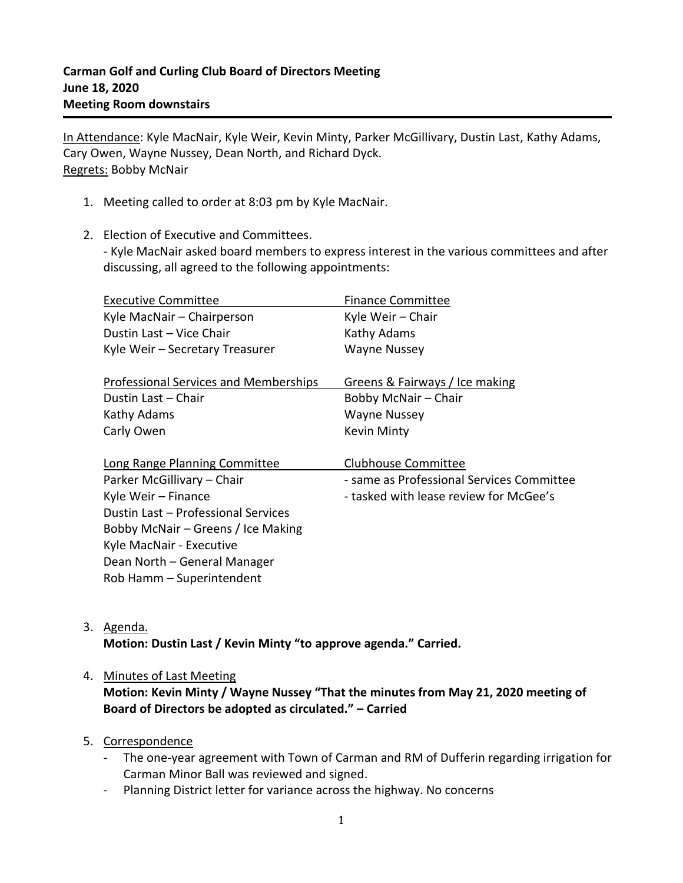**Carman Golf and Curling Club Board of Directors Meeting**
**June 18, 2020**
**Meeting Room downstairs**

---

In Attendance: Kyle MacNair, Kyle Weir, Kevin Minty, Parker McGillivary, Dustin Last, Kathy Adams, Cary Owen, Wayne Nussey, Dean North, and Richard Dyck.
Regrets: Bobby McNair

1. Meeting called to order at 8:03 pm by Kyle MacNair.

2. Election of Executive and Committees.
   - Kyle MacNair asked board members to express interest in the various committees and after discussing, all agreed to the following appointments:

| Executive Committee | Finance Committee |
|---|---|
| Kyle MacNair – Chairperson | Kyle Weir – Chair |
| Dustin Last – Vice Chair | Kathy Adams |
| Kyle Weir – Secretary Treasurer | Wayne Nussey |

| Professional Services and Memberships | Greens & Fairways / Ice making |
|---|---|
| Dustin Last – Chair | Bobby McNair – Chair |
| Kathy Adams | Wayne Nussey |
| Carly Owen | Kevin Minty |

| Long Range Planning Committee | Clubhouse Committee |
|---|---|
| Parker McGillivary – Chair | - same as Professional Services Committee |
| Kyle Weir – Finance | - tasked with lease review for McGee's |
| Dustin Last – Professional Services | |
| Bobby McNair – Greens / Ice Making | |
| Kyle MacNair - Executive | |
| Dean North – General Manager | |
| Rob Hamm – Superintendent | |

3. Agenda.
   **Motion: Dustin Last / Kevin Minty "to approve agenda." Carried.**

4. Minutes of Last Meeting
   **Motion: Kevin Minty / Wayne Nussey "That the minutes from May 21, 2020 meeting of Board of Directors be adopted as circulated." – Carried**

5. Correspondence
   - The one-year agreement with Town of Carman and RM of Dufferin regarding irrigation for Carman Minor Ball was reviewed and signed.
   - Planning District letter for variance across the highway. No concerns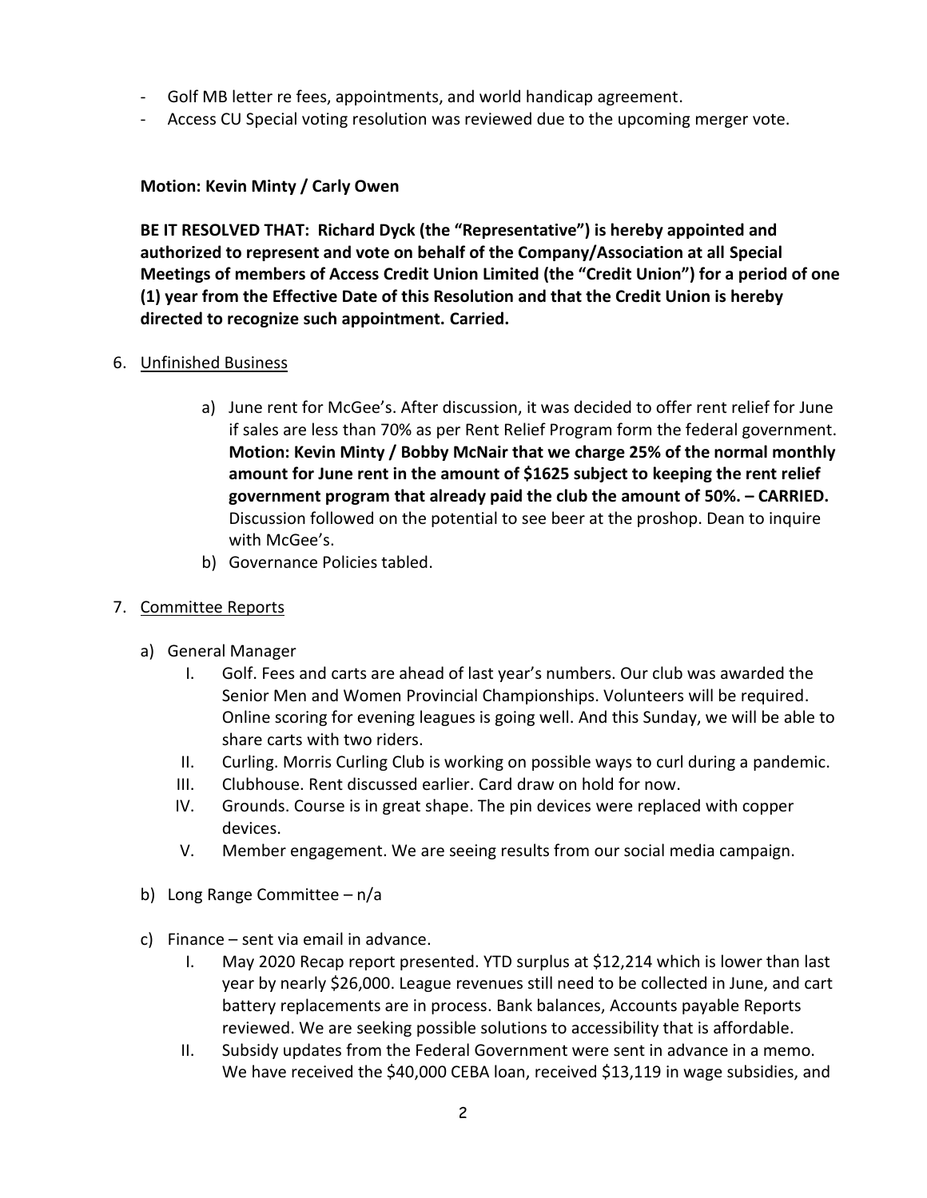- Golf MB letter re fees, appointments, and world handicap agreement.
- Access CU Special voting resolution was reviewed due to the upcoming merger vote.

**Motion: Kevin Minty / Carly Owen**

**BE IT RESOLVED THAT: Richard Dyck (the "Representative") is hereby appointed and authorized to represent and vote on behalf of the Company/Association at all Special Meetings of members of Access Credit Union Limited (the "Credit Union") for a period of one (1) year from the Effective Date of this Resolution and that the Credit Union is hereby directed to recognize such appointment. Carried.**

6. Unfinished Business

   a) June rent for McGee's. After discussion, it was decided to offer rent relief for June if sales are less than 70% as per Rent Relief Program form the federal government. **Motion: Kevin Minty / Bobby McNair that we charge 25% of the normal monthly amount for June rent in the amount of $1625 subject to keeping the rent relief government program that already paid the club the amount of 50%. – CARRIED.** Discussion followed on the potential to see beer at the proshop. Dean to inquire with McGee's.
   
   b) Governance Policies tabled.

7. Committee Reports

   a) General Manager
      - I. Golf. Fees and carts are ahead of last year's numbers. Our club was awarded the Senior Men and Women Provincial Championships. Volunteers will be required. Online scoring for evening leagues is going well. And this Sunday, we will be able to share carts with two riders.
      - II. Curling. Morris Curling Club is working on possible ways to curl during a pandemic.
      - III. Clubhouse. Rent discussed earlier. Card draw on hold for now.
      - IV. Grounds. Course is in great shape. The pin devices were replaced with copper devices.
      - V. Member engagement. We are seeing results from our social media campaign.

   b) Long Range Committee – n/a

   c) Finance – sent via email in advance.
      - I. May 2020 Recap report presented. YTD surplus at $12,214 which is lower than last year by nearly $26,000. League revenues still need to be collected in June, and cart battery replacements are in process. Bank balances, Accounts payable Reports reviewed. We are seeking possible solutions to accessibility that is affordable.
      - II. Subsidy updates from the Federal Government were sent in advance in a memo. We have received the $40,000 CEBA loan, received $13,119 in wage subsidies, and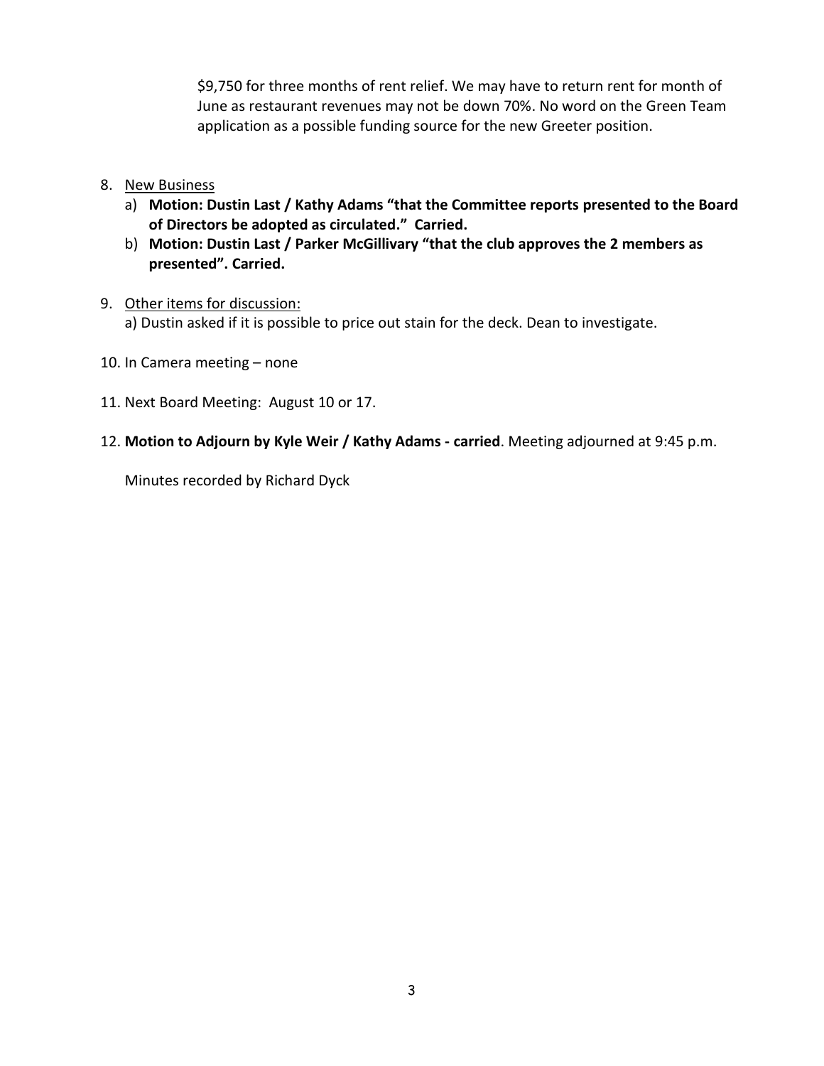$9,750 for three months of rent relief. We may have to return rent for month of June as restaurant revenues may not be down 70%. No word on the Green Team application as a possible funding source for the new Greeter position.

8. New Business
   a) **Motion: Dustin Last / Kathy Adams "that the Committee reports presented to the Board of Directors be adopted as circulated." Carried.**
   b) **Motion: Dustin Last / Parker McGillivary "that the club approves the 2 members as presented". Carried.**

9. Other items for discussion:
   a) Dustin asked if it is possible to price out stain for the deck. Dean to investigate.

10. In Camera meeting – none

11. Next Board Meeting: August 10 or 17.

12. **Motion to Adjourn by Kyle Weir / Kathy Adams - carried**. Meeting adjourned at 9:45 p.m.

    Minutes recorded by Richard Dyck